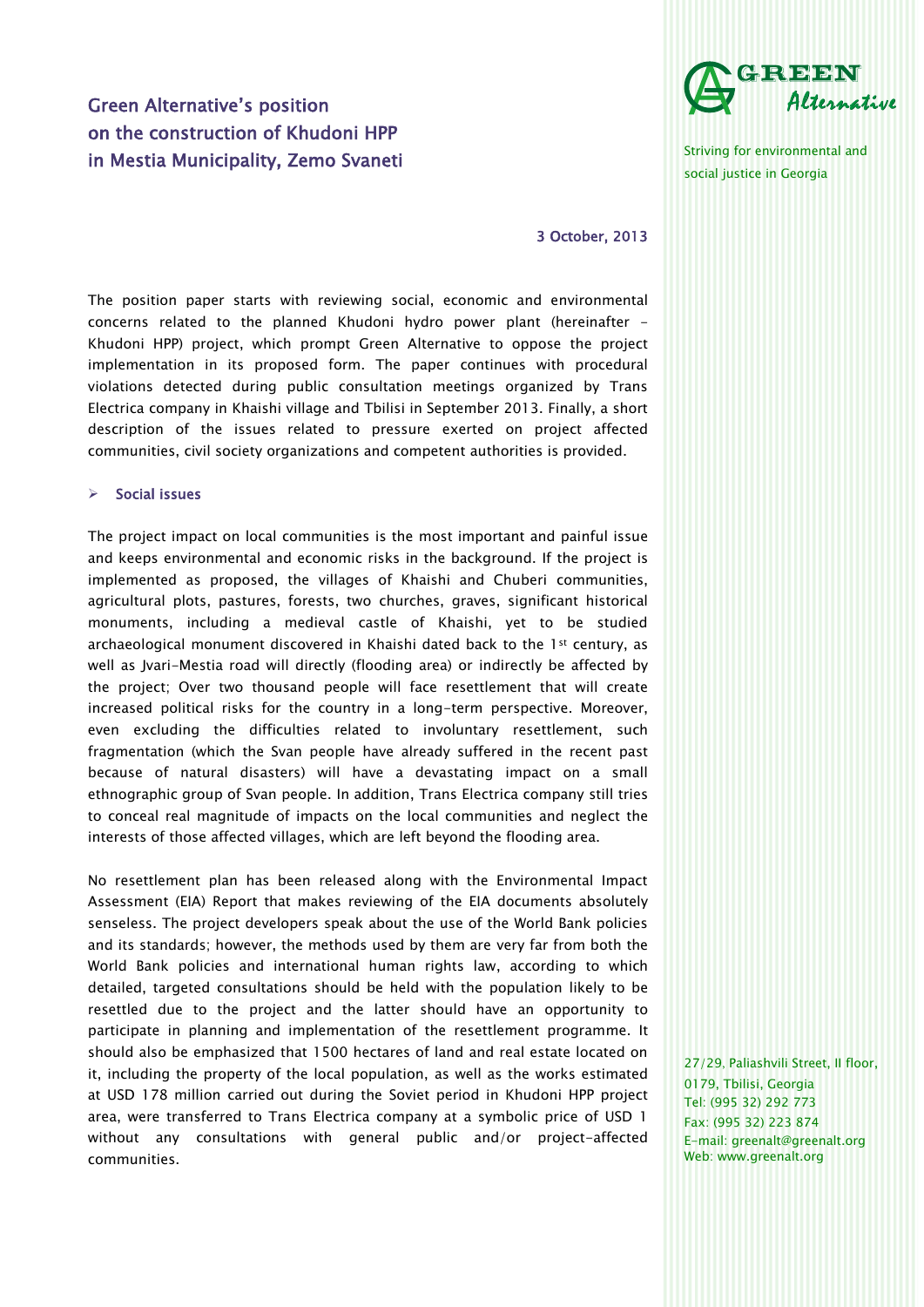# Green Alternative's position on the construction of Khudoni HPP in Mestia Municipality, Zemo Svaneti

GREEN Alternative

Striving for environmental and social justice in Georgia

3 October, 2013

The position paper starts with reviewing social, economic and environmental concerns related to the planned Khudoni hydro power plant (hereinafter - Khudoni HPP) project, which prompt Green Alternative to oppose the project implementation in its proposed form. The paper continues with procedural violations detected during public consultation meetings organized by Trans Electrica company in Khaishi village and Tbilisi in September 2013. Finally, a short description of the issues related to pressure exerted on project affected communities, civil society organizations and competent authorities is provided.

## Social issues

The project impact on local communities is the most important and painful issue and keeps environmental and economic risks in the background. If the project is implemented as proposed, the villages of Khaishi and Chuberi communities, agricultural plots, pastures, forests, two churches, graves, significant historical monuments, including a medieval castle of Khaishi, yet to be studied archaeological monument discovered in Khaishi dated back to the 1st century, as well as Jvari-Mestia road will directly (flooding area) or indirectly be affected by the project; Over two thousand people will face resettlement that will create increased political risks for the country in a long-term perspective. Moreover, even excluding the difficulties related to involuntary resettlement, such fragmentation (which the Svan people have already suffered in the recent past because of natural disasters) will have a devastating impact on a small ethnographic group of Svan people. In addition, Trans Electrica company still tries to conceal real magnitude of impacts on the local communities and neglect the interests of those affected villages, which are left beyond the flooding area.

No resettlement plan has been released along with the Environmental Impact Assessment (EIA) Report that makes reviewing of the EIA documents absolutely senseless. The project developers speak about the use of the World Bank policies and its standards; however, the methods used by them are very far from both the World Bank policies and international human rights law, according to which detailed, targeted consultations should be held with the population likely to be resettled due to the project and the latter should have an opportunity to participate in planning and implementation of the resettlement programme. It should also be emphasized that 1500 hectares of land and real estate located on it, including the property of the local population, as well as the works estimated at USD 178 million carried out during the Soviet period in Khudoni HPP project area, were transferred to Trans Electrica company at a symbolic price of USD 1 without any consultations with general public and/or project-affected communities.

27/29, Paliashvili Street, II floor,
0179, Tbilisi, Georgia
Tel: (995 32) 292 773
Fax: (995 32) 223 874
E-mail: greenalt@greenalt.org
Web: www.greenalt.org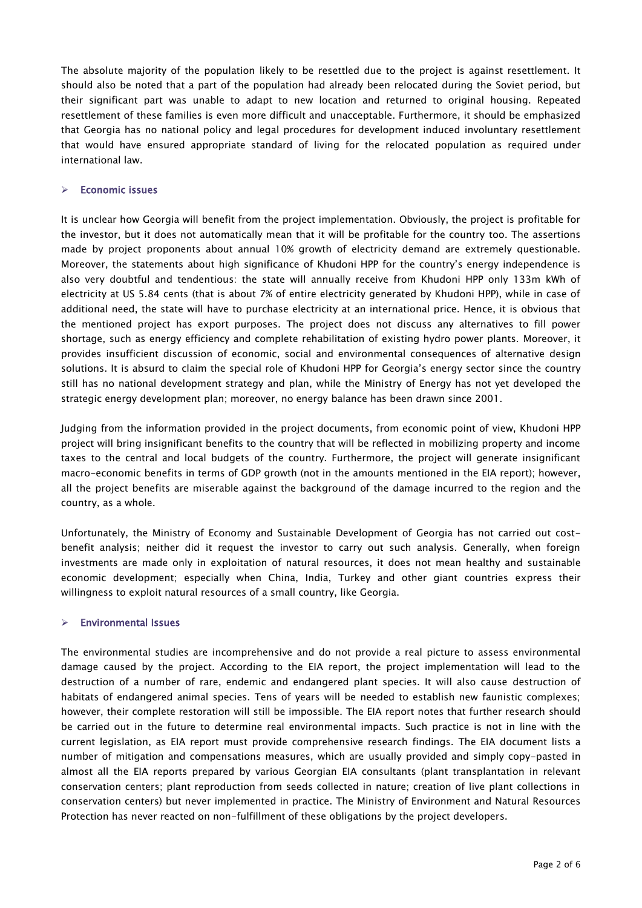The absolute majority of the population likely to be resettled due to the project is against resettlement. It should also be noted that a part of the population had already been relocated during the Soviet period, but their significant part was unable to adapt to new location and returned to original housing. Repeated resettlement of these families is even more difficult and unacceptable. Furthermore, it should be emphasized that Georgia has no national policy and legal procedures for development induced involuntary resettlement that would have ensured appropriate standard of living for the relocated population as required under international law.

- **Economic issues**

It is unclear how Georgia will benefit from the project implementation. Obviously, the project is profitable for the investor, but it does not automatically mean that it will be profitable for the country too. The assertions made by project proponents about annual 10% growth of electricity demand are extremely questionable. Moreover, the statements about high significance of Khudoni HPP for the country's energy independence is also very doubtful and tendentious: the state will annually receive from Khudoni HPP only 133m kWh of electricity at US 5.84 cents (that is about 7% of entire electricity generated by Khudoni HPP), while in case of additional need, the state will have to purchase electricity at an international price. Hence, it is obvious that the mentioned project has export purposes. The project does not discuss any alternatives to fill power shortage, such as energy efficiency and complete rehabilitation of existing hydro power plants. Moreover, it provides insufficient discussion of economic, social and environmental consequences of alternative design solutions. It is absurd to claim the special role of Khudoni HPP for Georgia's energy sector since the country still has no national development strategy and plan, while the Ministry of Energy has not yet developed the strategic energy development plan; moreover, no energy balance has been drawn since 2001.

Judging from the information provided in the project documents, from economic point of view, Khudoni HPP project will bring insignificant benefits to the country that will be reflected in mobilizing property and income taxes to the central and local budgets of the country. Furthermore, the project will generate insignificant macro-economic benefits in terms of GDP growth (not in the amounts mentioned in the EIA report); however, all the project benefits are miserable against the background of the damage incurred to the region and the country, as a whole.

Unfortunately, the Ministry of Economy and Sustainable Development of Georgia has not carried out cost-benefit analysis; neither did it request the investor to carry out such analysis. Generally, when foreign investments are made only in exploitation of natural resources, it does not mean healthy and sustainable economic development; especially when China, India, Turkey and other giant countries express their willingness to exploit natural resources of a small country, like Georgia.

- **Environmental Issues**

The environmental studies are incomprehensive and do not provide a real picture to assess environmental damage caused by the project. According to the EIA report, the project implementation will lead to the destruction of a number of rare, endemic and endangered plant species. It will also cause destruction of habitats of endangered animal species. Tens of years will be needed to establish new faunistic complexes; however, their complete restoration will still be impossible. The EIA report notes that further research should be carried out in the future to determine real environmental impacts. Such practice is not in line with the current legislation, as EIA report must provide comprehensive research findings. The EIA document lists a number of mitigation and compensations measures, which are usually provided and simply copy-pasted in almost all the EIA reports prepared by various Georgian EIA consultants (plant transplantation in relevant conservation centers; plant reproduction from seeds collected in nature; creation of live plant collections in conservation centers) but never implemented in practice. The Ministry of Environment and Natural Resources Protection has never reacted on non-fulfillment of these obligations by the project developers.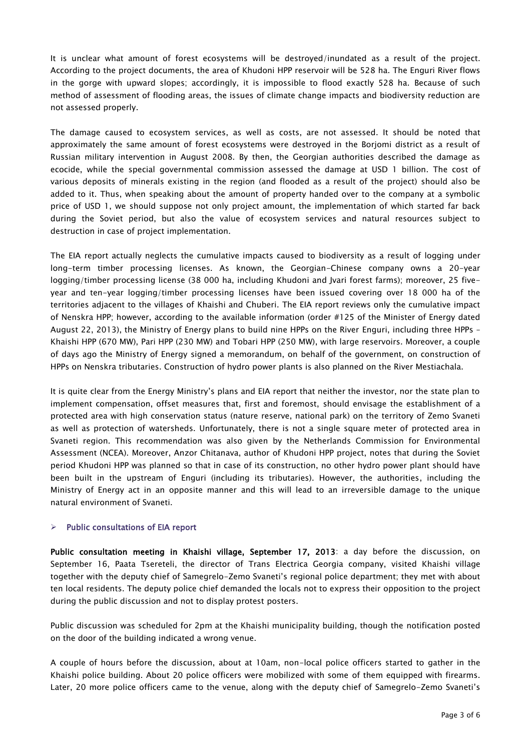It is unclear what amount of forest ecosystems will be destroyed/inundated as a result of the project. According to the project documents, the area of Khudoni HPP reservoir will be 528 ha. The Enguri River flows in the gorge with upward slopes; accordingly, it is impossible to flood exactly 528 ha. Because of such method of assessment of flooding areas, the issues of climate change impacts and biodiversity reduction are not assessed properly.

The damage caused to ecosystem services, as well as costs, are not assessed. It should be noted that approximately the same amount of forest ecosystems were destroyed in the Borjomi district as a result of Russian military intervention in August 2008. By then, the Georgian authorities described the damage as ecocide, while the special governmental commission assessed the damage at USD 1 billion. The cost of various deposits of minerals existing in the region (and flooded as a result of the project) should also be added to it. Thus, when speaking about the amount of property handed over to the company at a symbolic price of USD 1, we should suppose not only project amount, the implementation of which started far back during the Soviet period, but also the value of ecosystem services and natural resources subject to destruction in case of project implementation.

The EIA report actually neglects the cumulative impacts caused to biodiversity as a result of logging under long-term timber processing licenses. As known, the Georgian-Chinese company owns a 20-year logging/timber processing license (38 000 ha, including Khudoni and Jvari forest farms); moreover, 25 five-year and ten-year logging/timber processing licenses have been issued covering over 18 000 ha of the territories adjacent to the villages of Khaishi and Chuberi. The EIA report reviews only the cumulative impact of Nenskra HPP; however, according to the available information (order #125 of the Minister of Energy dated August 22, 2013), the Ministry of Energy plans to build nine HPPs on the River Enguri, including three HPPs – Khaishi HPP (670 MW), Pari HPP (230 MW) and Tobari HPP (250 MW), with large reservoirs. Moreover, a couple of days ago the Ministry of Energy signed a memorandum, on behalf of the government, on construction of HPPs on Nenskra tributaries. Construction of hydro power plants is also planned on the River Mestiachala.

It is quite clear from the Energy Ministry's plans and EIA report that neither the investor, nor the state plan to implement compensation, offset measures that, first and foremost, should envisage the establishment of a protected area with high conservation status (nature reserve, national park) on the territory of Zemo Svaneti as well as protection of watersheds. Unfortunately, there is not a single square meter of protected area in Svaneti region. This recommendation was also given by the Netherlands Commission for Environmental Assessment (NCEA). Moreover, Anzor Chitanava, author of Khudoni HPP project, notes that during the Soviet period Khudoni HPP was planned so that in case of its construction, no other hydro power plant should have been built in the upstream of Enguri (including its tributaries). However, the authorities, including the Ministry of Energy act in an opposite manner and this will lead to an irreversible damage to the unique natural environment of Svaneti.

- **Public consultations of EIA report**

**Public consultation meeting in Khaishi village, September 17, 2013**: a day before the discussion, on September 16, Paata Tsereteli, the director of Trans Electrica Georgia company, visited Khaishi village together with the deputy chief of Samegrelo-Zemo Svaneti's regional police department; they met with about ten local residents. The deputy police chief demanded the locals not to express their opposition to the project during the public discussion and not to display protest posters.

Public discussion was scheduled for 2pm at the Khaishi municipality building, though the notification posted on the door of the building indicated a wrong venue.

A couple of hours before the discussion, about at 10am, non-local police officers started to gather in the Khaishi police building. About 20 police officers were mobilized with some of them equipped with firearms. Later, 20 more police officers came to the venue, along with the deputy chief of Samegrelo-Zemo Svaneti's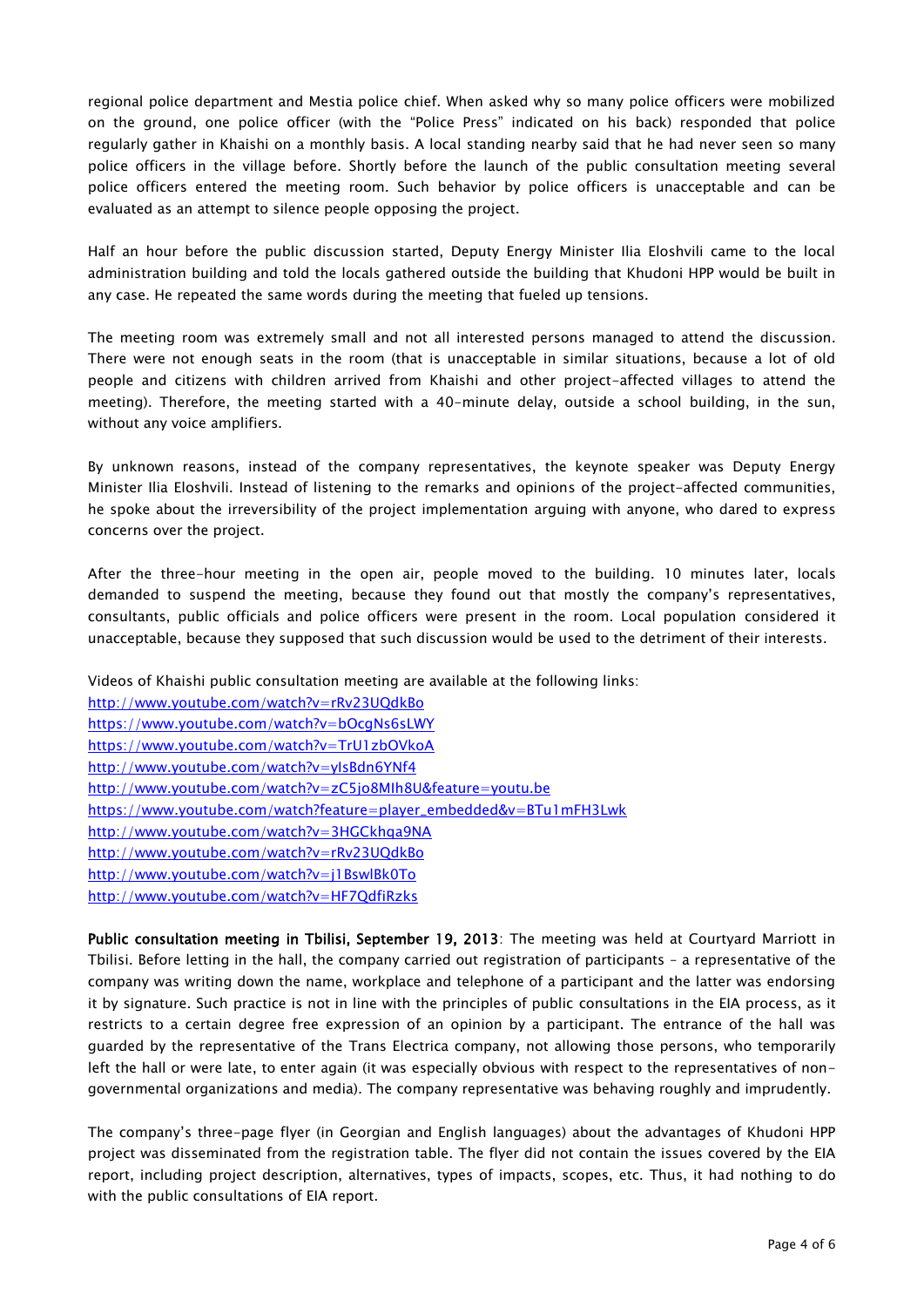regional police department and Mestia police chief. When asked why so many police officers were mobilized on the ground, one police officer (with the "Police Press" indicated on his back) responded that police regularly gather in Khaishi on a monthly basis. A local standing nearby said that he had never seen so many police officers in the village before. Shortly before the launch of the public consultation meeting several police officers entered the meeting room. Such behavior by police officers is unacceptable and can be evaluated as an attempt to silence people opposing the project.

Half an hour before the public discussion started, Deputy Energy Minister Ilia Eloshvili came to the local administration building and told the locals gathered outside the building that Khudoni HPP would be built in any case. He repeated the same words during the meeting that fueled up tensions.

The meeting room was extremely small and not all interested persons managed to attend the discussion. There were not enough seats in the room (that is unacceptable in similar situations, because a lot of old people and citizens with children arrived from Khaishi and other project-affected villages to attend the meeting). Therefore, the meeting started with a 40-minute delay, outside a school building, in the sun, without any voice amplifiers.

By unknown reasons, instead of the company representatives, the keynote speaker was Deputy Energy Minister Ilia Eloshvili. Instead of listening to the remarks and opinions of the project-affected communities, he spoke about the irreversibility of the project implementation arguing with anyone, who dared to express concerns over the project.

After the three-hour meeting in the open air, people moved to the building. 10 minutes later, locals demanded to suspend the meeting, because they found out that mostly the company's representatives, consultants, public officials and police officers were present in the room. Local population considered it unacceptable, because they supposed that such discussion would be used to the detriment of their interests.

Videos of Khaishi public consultation meeting are available at the following links:
http://www.youtube.com/watch?v=rRv23UQdkBo
https://www.youtube.com/watch?v=bOcgNs6sLWY
https://www.youtube.com/watch?v=TrU1zbOVkoA
http://www.youtube.com/watch?v=yIsBdn6YNf4
http://www.youtube.com/watch?v=zC5jo8MIh8U&feature=youtu.be
https://www.youtube.com/watch?feature=player_embedded&v=BTu1mFH3Lwk
http://www.youtube.com/watch?v=3HGCkhqa9NA
http://www.youtube.com/watch?v=rRv23UQdkBo
http://www.youtube.com/watch?v=j1BswlBk0To
http://www.youtube.com/watch?v=HF7QdfiRzks

**Public consultation meeting in Tbilisi, September 19, 2013**: The meeting was held at Courtyard Marriott in Tbilisi. Before letting in the hall, the company carried out registration of participants – a representative of the company was writing down the name, workplace and telephone of a participant and the latter was endorsing it by signature. Such practice is not in line with the principles of public consultations in the EIA process, as it restricts to a certain degree free expression of an opinion by a participant. The entrance of the hall was guarded by the representative of the Trans Electrica company, not allowing those persons, who temporarily left the hall or were late, to enter again (it was especially obvious with respect to the representatives of non-governmental organizations and media). The company representative was behaving roughly and imprudently.

The company's three-page flyer (in Georgian and English languages) about the advantages of Khudoni HPP project was disseminated from the registration table. The flyer did not contain the issues covered by the EIA report, including project description, alternatives, types of impacts, scopes, etc. Thus, it had nothing to do with the public consultations of EIA report.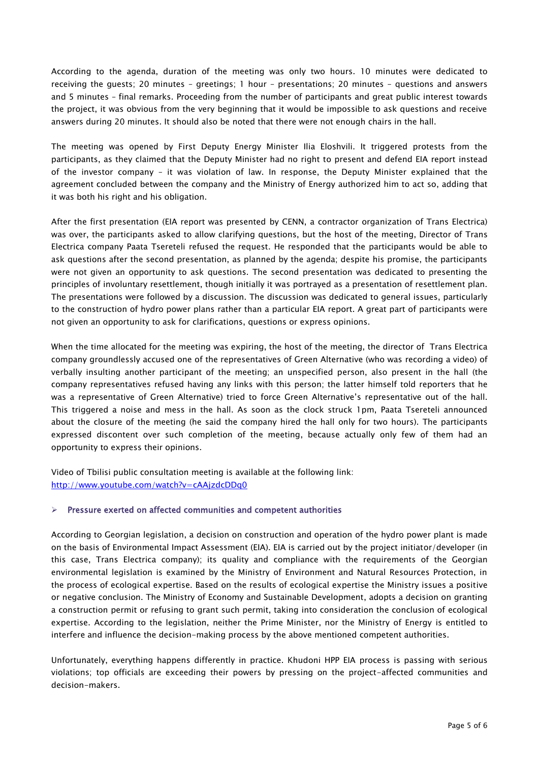According to the agenda, duration of the meeting was only two hours. 10 minutes were dedicated to receiving the guests; 20 minutes – greetings; 1 hour – presentations; 20 minutes – questions and answers and 5 minutes – final remarks. Proceeding from the number of participants and great public interest towards the project, it was obvious from the very beginning that it would be impossible to ask questions and receive answers during 20 minutes. It should also be noted that there were not enough chairs in the hall.

The meeting was opened by First Deputy Energy Minister Ilia Eloshvili. It triggered protests from the participants, as they claimed that the Deputy Minister had no right to present and defend EIA report instead of the investor company – it was violation of law. In response, the Deputy Minister explained that the agreement concluded between the company and the Ministry of Energy authorized him to act so, adding that it was both his right and his obligation.

After the first presentation (EIA report was presented by CENN, a contractor organization of Trans Electrica) was over, the participants asked to allow clarifying questions, but the host of the meeting, Director of Trans Electrica company Paata Tsereteli refused the request. He responded that the participants would be able to ask questions after the second presentation, as planned by the agenda; despite his promise, the participants were not given an opportunity to ask questions. The second presentation was dedicated to presenting the principles of involuntary resettlement, though initially it was portrayed as a presentation of resettlement plan. The presentations were followed by a discussion. The discussion was dedicated to general issues, particularly to the construction of hydro power plans rather than a particular EIA report. A great part of participants were not given an opportunity to ask for clarifications, questions or express opinions.

When the time allocated for the meeting was expiring, the host of the meeting, the director of Trans Electrica company groundlessly accused one of the representatives of Green Alternative (who was recording a video) of verbally insulting another participant of the meeting; an unspecified person, also present in the hall (the company representatives refused having any links with this person; the latter himself told reporters that he was a representative of Green Alternative) tried to force Green Alternative's representative out of the hall. This triggered a noise and mess in the hall. As soon as the clock struck 1pm, Paata Tsereteli announced about the closure of the meeting (he said the company hired the hall only for two hours). The participants expressed discontent over such completion of the meeting, because actually only few of them had an opportunity to express their opinions.

Video of Tbilisi public consultation meeting is available at the following link: [http://www.youtube.com/watch?v=cAAjzdcDDq0](http://www.youtube.com/watch?v=cAAjzdcDDq0)

- **Pressure exerted on affected communities and competent authorities**

According to Georgian legislation, a decision on construction and operation of the hydro power plant is made on the basis of Environmental Impact Assessment (EIA). EIA is carried out by the project initiator/developer (in this case, Trans Electrica company); its quality and compliance with the requirements of the Georgian environmental legislation is examined by the Ministry of Environment and Natural Resources Protection, in the process of ecological expertise. Based on the results of ecological expertise the Ministry issues a positive or negative conclusion. The Ministry of Economy and Sustainable Development, adopts a decision on granting a construction permit or refusing to grant such permit, taking into consideration the conclusion of ecological expertise. According to the legislation, neither the Prime Minister, nor the Ministry of Energy is entitled to interfere and influence the decision-making process by the above mentioned competent authorities.

Unfortunately, everything happens differently in practice. Khudoni HPP EIA process is passing with serious violations; top officials are exceeding their powers by pressing on the project-affected communities and decision-makers.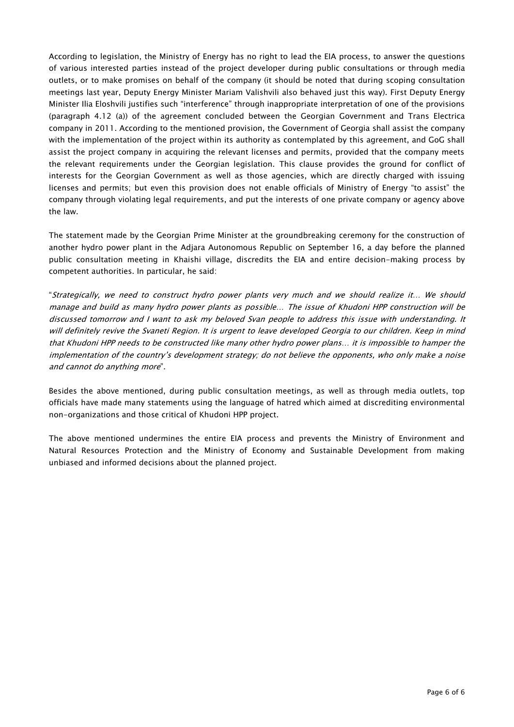According to legislation, the Ministry of Energy has no right to lead the EIA process, to answer the questions of various interested parties instead of the project developer during public consultations or through media outlets, or to make promises on behalf of the company (it should be noted that during scoping consultation meetings last year, Deputy Energy Minister Mariam Valishvili also behaved just this way). First Deputy Energy Minister Ilia Eloshvili justifies such "interference" through inappropriate interpretation of one of the provisions (paragraph 4.12 (a)) of the agreement concluded between the Georgian Government and Trans Electrica company in 2011. According to the mentioned provision, the Government of Georgia shall assist the company with the implementation of the project within its authority as contemplated by this agreement, and GoG shall assist the project company in acquiring the relevant licenses and permits, provided that the company meets the relevant requirements under the Georgian legislation. This clause provides the ground for conflict of interests for the Georgian Government as well as those agencies, which are directly charged with issuing licenses and permits; but even this provision does not enable officials of Ministry of Energy "to assist" the company through violating legal requirements, and put the interests of one private company or agency above the law.

The statement made by the Georgian Prime Minister at the groundbreaking ceremony for the construction of another hydro power plant in the Adjara Autonomous Republic on September 16, a day before the planned public consultation meeting in Khaishi village, discredits the EIA and entire decision-making process by competent authorities. In particular, he said:

"*Strategically, we need to construct hydro power plants very much and we should realize it... We should manage and build as many hydro power plants as possible... The issue of Khudoni HPP construction will be discussed tomorrow and I want to ask my beloved Svan people to address this issue with understanding. It will definitely revive the Svaneti Region. It is urgent to leave developed Georgia to our children. Keep in mind that Khudoni HPP needs to be constructed like many other hydro power plans... it is impossible to hamper the implementation of the country's development strategy; do not believe the opponents, who only make a noise and cannot do anything more*".

Besides the above mentioned, during public consultation meetings, as well as through media outlets, top officials have made many statements using the language of hatred which aimed at discrediting environmental non-organizations and those critical of Khudoni HPP project.

The above mentioned undermines the entire EIA process and prevents the Ministry of Environment and Natural Resources Protection and the Ministry of Economy and Sustainable Development from making unbiased and informed decisions about the planned project.